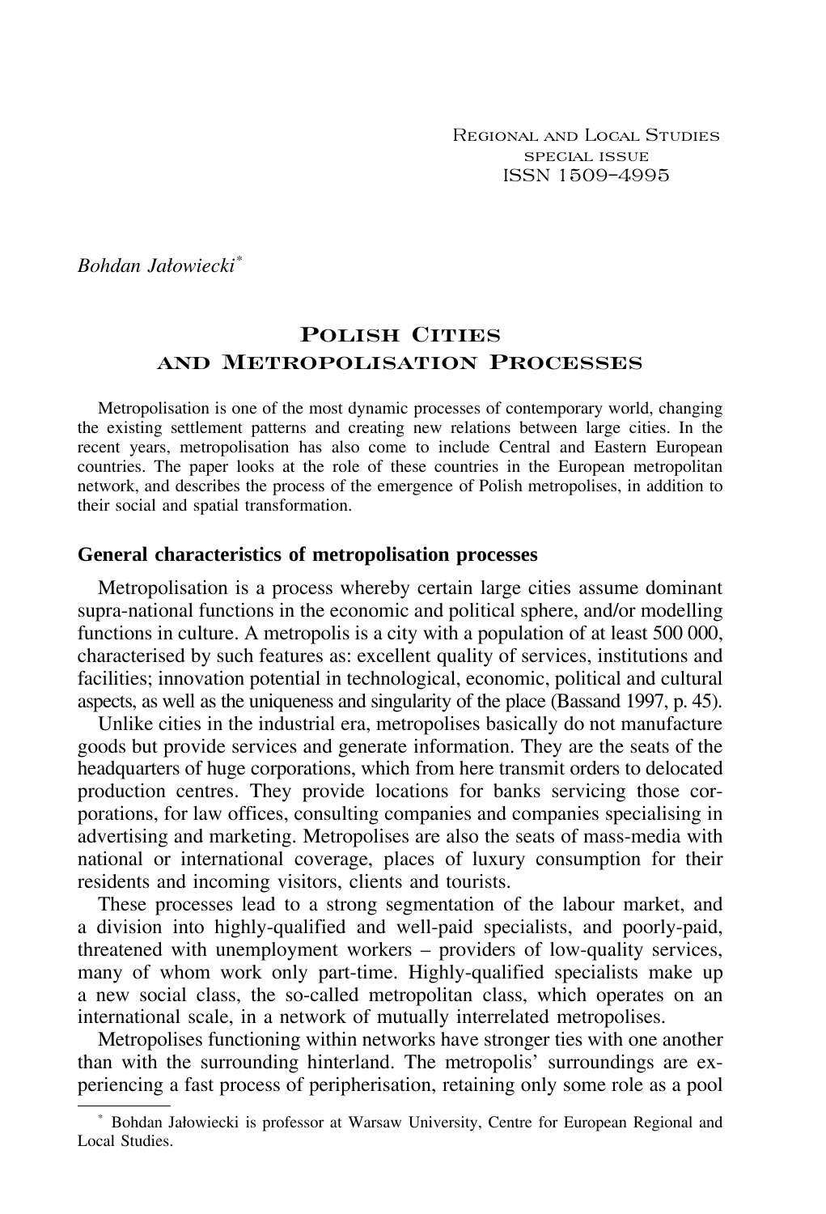Regional and Local Studies
special issue
ISSN 1509–4995

*Bohdan Jałowiecki*[*]

# Polish Cities and Metropolisation Processes

Metropolisation is one of the most dynamic processes of contemporary world, changing the existing settlement patterns and creating new relations between large cities. In the recent years, metropolisation has also come to include Central and Eastern European countries. The paper looks at the role of these countries in the European metropolitan network, and describes the process of the emergence of Polish metropolises, in addition to their social and spatial transformation.

## General characteristics of metropolisation processes

Metropolisation is a process whereby certain large cities assume dominant supra-national functions in the economic and political sphere, and/or modelling functions in culture. A metropolis is a city with a population of at least 500 000, characterised by such features as: excellent quality of services, institutions and facilities; innovation potential in technological, economic, political and cultural aspects, as well as the uniqueness and singularity of the place (Bassand 1997, p. 45).

Unlike cities in the industrial era, metropolises basically do not manufacture goods but provide services and generate information. They are the seats of the headquarters of huge corporations, which from here transmit orders to delocated production centres. They provide locations for banks servicing those corporations, for law offices, consulting companies and companies specialising in advertising and marketing. Metropolises are also the seats of mass-media with national or international coverage, places of luxury consumption for their residents and incoming visitors, clients and tourists.

These processes lead to a strong segmentation of the labour market, and a division into highly-qualified and well-paid specialists, and poorly-paid, threatened with unemployment workers – providers of low-quality services, many of whom work only part-time. Highly-qualified specialists make up a new social class, the so-called metropolitan class, which operates on an international scale, in a network of mutually interrelated metropolises.

Metropolises functioning within networks have stronger ties with one another than with the surrounding hinterland. The metropolis' surroundings are experiencing a fast process of peripherisation, retaining only some role as a pool

---

[*] Bohdan Jałowiecki is professor at Warsaw University, Centre for European Regional and Local Studies.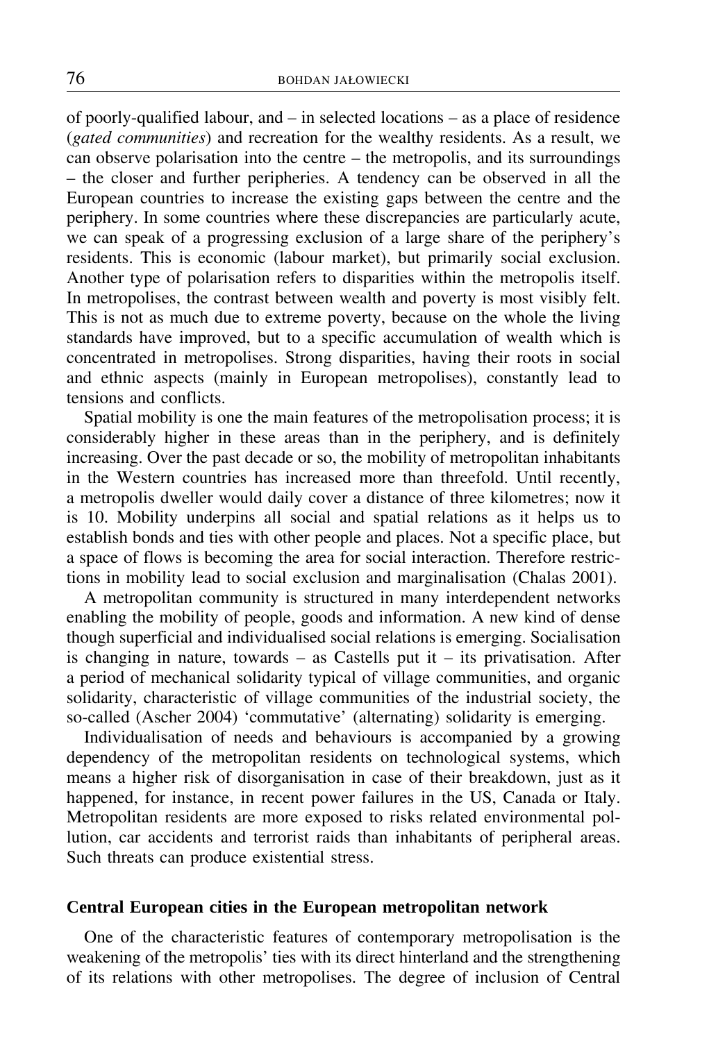of poorly-qualified labour, and – in selected locations – as a place of residence (*gated communities*) and recreation for the wealthy residents. As a result, we can observe polarisation into the centre – the metropolis, and its surroundings – the closer and further peripheries. A tendency can be observed in all the European countries to increase the existing gaps between the centre and the periphery. In some countries where these discrepancies are particularly acute, we can speak of a progressing exclusion of a large share of the periphery's residents. This is economic (labour market), but primarily social exclusion. Another type of polarisation refers to disparities within the metropolis itself. In metropolises, the contrast between wealth and poverty is most visibly felt. This is not as much due to extreme poverty, because on the whole the living standards have improved, but to a specific accumulation of wealth which is concentrated in metropolises. Strong disparities, having their roots in social and ethnic aspects (mainly in European metropolises), constantly lead to tensions and conflicts.

Spatial mobility is one the main features of the metropolisation process; it is considerably higher in these areas than in the periphery, and is definitely increasing. Over the past decade or so, the mobility of metropolitan inhabitants in the Western countries has increased more than threefold. Until recently, a metropolis dweller would daily cover a distance of three kilometres; now it is 10. Mobility underpins all social and spatial relations as it helps us to establish bonds and ties with other people and places. Not a specific place, but a space of flows is becoming the area for social interaction. Therefore restrictions in mobility lead to social exclusion and marginalisation (Chalas 2001).

A metropolitan community is structured in many interdependent networks enabling the mobility of people, goods and information. A new kind of dense though superficial and individualised social relations is emerging. Socialisation is changing in nature, towards – as Castells put it – its privatisation. After a period of mechanical solidarity typical of village communities, and organic solidarity, characteristic of village communities of the industrial society, the so-called (Ascher 2004) 'commutative' (alternating) solidarity is emerging.

Individualisation of needs and behaviours is accompanied by a growing dependency of the metropolitan residents on technological systems, which means a higher risk of disorganisation in case of their breakdown, just as it happened, for instance, in recent power failures in the US, Canada or Italy. Metropolitan residents are more exposed to risks related environmental pollution, car accidents and terrorist raids than inhabitants of peripheral areas. Such threats can produce existential stress.

## Central European cities in the European metropolitan network

One of the characteristic features of contemporary metropolisation is the weakening of the metropolis' ties with its direct hinterland and the strengthening of its relations with other metropolises. The degree of inclusion of Central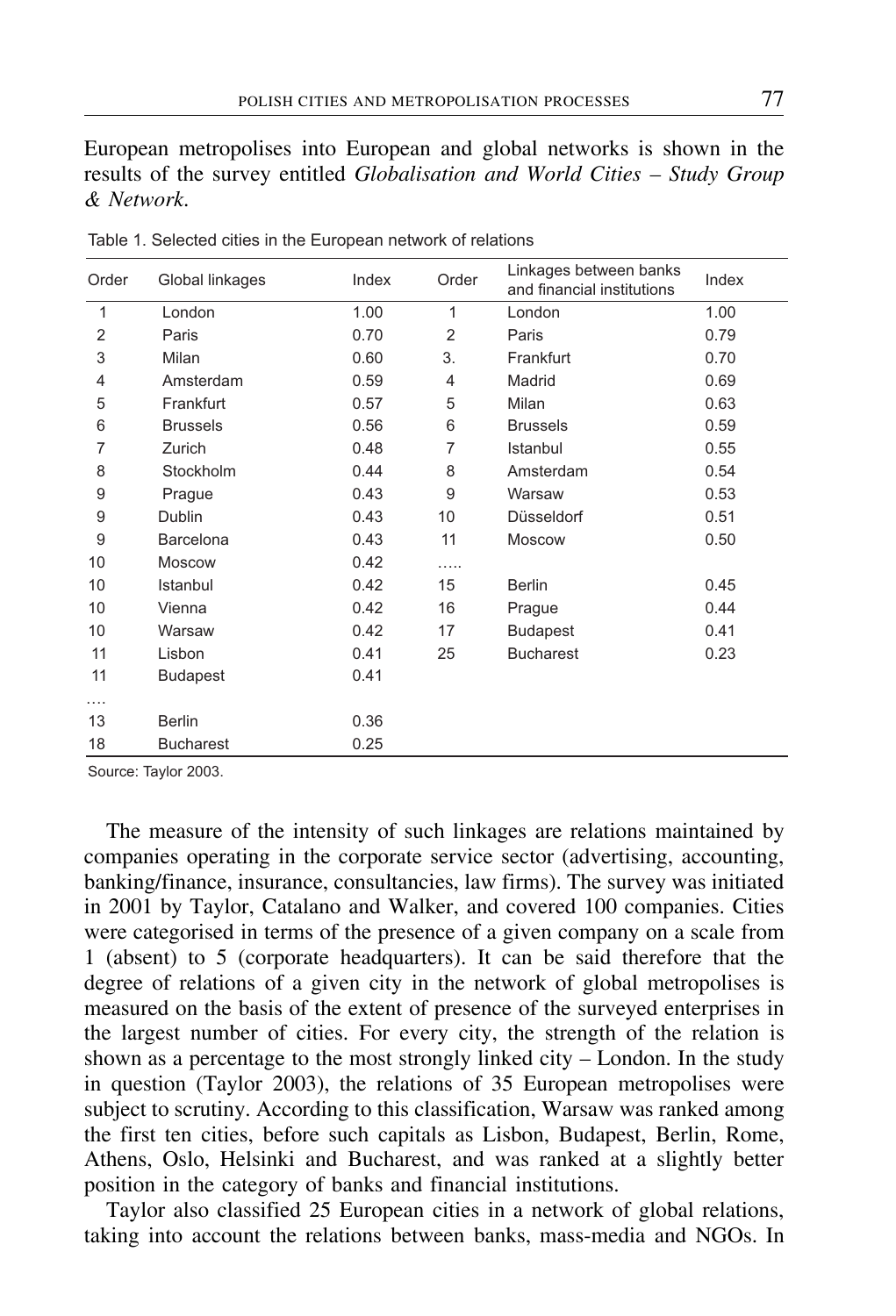European metropolises into European and global networks is shown in the results of the survey entitled *Globalisation and World Cities – Study Group & Network*.

Table 1. Selected cities in the European network of relations

| Order | Global linkages | Index | Order | Linkages between banks and financial institutions | Index |
|---|---|---|---|---|---|
| 1 | London | 1.00 | 1 | London | 1.00 |
| 2 | Paris | 0.70 | 2 | Paris | 0.79 |
| 3 | Milan | 0.60 | 3. | Frankfurt | 0.70 |
| 4 | Amsterdam | 0.59 | 4 | Madrid | 0.69 |
| 5 | Frankfurt | 0.57 | 5 | Milan | 0.63 |
| 6 | Brussels | 0.56 | 6 | Brussels | 0.59 |
| 7 | Zurich | 0.48 | 7 | Istanbul | 0.55 |
| 8 | Stockholm | 0.44 | 8 | Amsterdam | 0.54 |
| 9 | Prague | 0.43 | 9 | Warsaw | 0.53 |
| 9 | Dublin | 0.43 | 10 | Düsseldorf | 0.51 |
| 9 | Barcelona | 0.43 | 11 | Moscow | 0.50 |
| 10 | Moscow | 0.42 | ….. | | |
| 10 | Istanbul | 0.42 | 15 | Berlin | 0.45 |
| 10 | Vienna | 0.42 | 16 | Prague | 0.44 |
| 10 | Warsaw | 0.42 | 17 | Budapest | 0.41 |
| 11 | Lisbon | 0.41 | 25 | Bucharest | 0.23 |
| 11 | Budapest | 0.41 | | | |
| …. | | | | | |
| 13 | Berlin | 0.36 | | | |
| 18 | Bucharest | 0.25 | | | |

Source: Taylor 2003.

The measure of the intensity of such linkages are relations maintained by companies operating in the corporate service sector (advertising, accounting, banking/finance, insurance, consultancies, law firms). The survey was initiated in 2001 by Taylor, Catalano and Walker, and covered 100 companies. Cities were categorised in terms of the presence of a given company on a scale from 1 (absent) to 5 (corporate headquarters). It can be said therefore that the degree of relations of a given city in the network of global metropolises is measured on the basis of the extent of presence of the surveyed enterprises in the largest number of cities. For every city, the strength of the relation is shown as a percentage to the most strongly linked city – London. In the study in question (Taylor 2003), the relations of 35 European metropolises were subject to scrutiny. According to this classification, Warsaw was ranked among the first ten cities, before such capitals as Lisbon, Budapest, Berlin, Rome, Athens, Oslo, Helsinki and Bucharest, and was ranked at a slightly better position in the category of banks and financial institutions.

Taylor also classified 25 European cities in a network of global relations, taking into account the relations between banks, mass-media and NGOs. In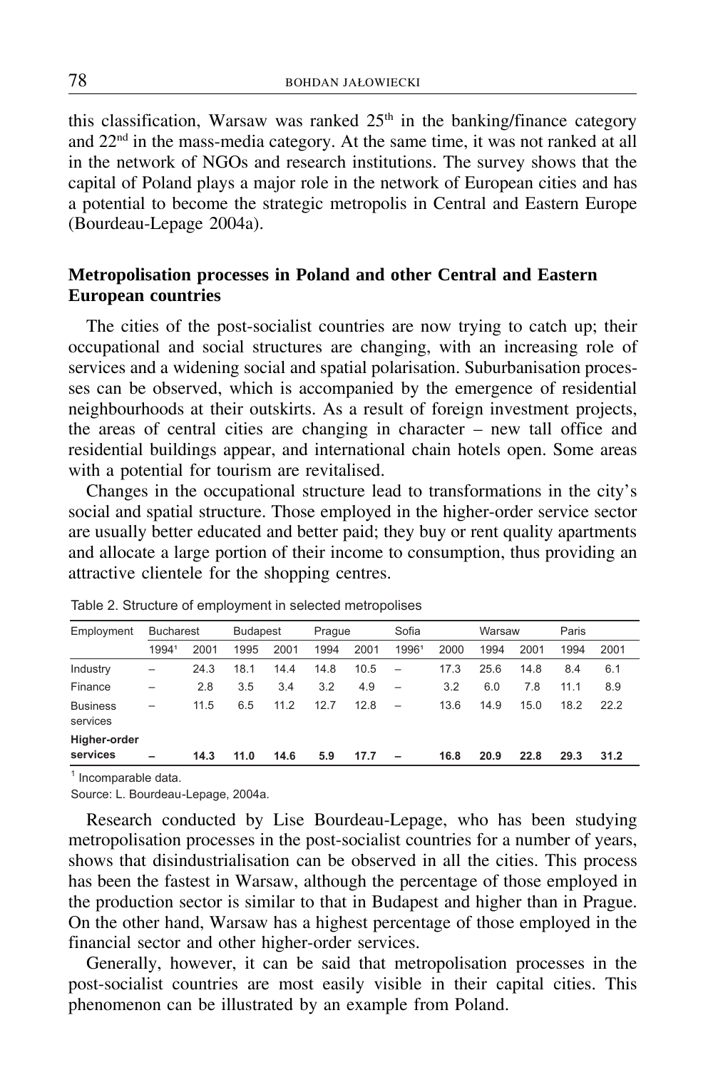this classification, Warsaw was ranked 25th in the banking/finance category and 22nd in the mass-media category. At the same time, it was not ranked at all in the network of NGOs and research institutions. The survey shows that the capital of Poland plays a major role in the network of European cities and has a potential to become the strategic metropolis in Central and Eastern Europe (Bourdeau-Lepage 2004a).

## Metropolisation processes in Poland and other Central and Eastern European countries

The cities of the post-socialist countries are now trying to catch up; their occupational and social structures are changing, with an increasing role of services and a widening social and spatial polarisation. Suburbanisation processes can be observed, which is accompanied by the emergence of residential neighbourhoods at their outskirts. As a result of foreign investment projects, the areas of central cities are changing in character – new tall office and residential buildings appear, and international chain hotels open. Some areas with a potential for tourism are revitalised.

Changes in the occupational structure lead to transformations in the city's social and spatial structure. Those employed in the higher-order service sector are usually better educated and better paid; they buy or rent quality apartments and allocate a large portion of their income to consumption, thus providing an attractive clientele for the shopping centres.

Table 2. Structure of employment in selected metropolises

| Employment | Bucharest | | Budapest | | Prague | | Sofia | | Warsaw | | Paris | |
|---|---|---|---|---|---|---|---|---|---|---|---|---|
| | 1994[1] | 2001 | 1995 | 2001 | 1994 | 2001 | 1996[1] | 2000 | 1994 | 2001 | 1994 | 2001 |
| Industry | – | 24.3 | 18.1 | 14.4 | 14.8 | 10.5 | – | 17.3 | 25.6 | 14.8 | 8.4 | 6.1 |
| Finance | – | 2.8 | 3.5 | 3.4 | 3.2 | 4.9 | – | 3.2 | 6.0 | 7.8 | 11.1 | 8.9 |
| Business services | – | 11.5 | 6.5 | 11.2 | 12.7 | 12.8 | – | 13.6 | 14.9 | 15.0 | 18.2 | 22.2 |
| **Higher-order services** | **–** | **14.3** | **11.0** | **14.6** | **5.9** | **17.7** | **–** | **16.8** | **20.9** | **22.8** | **29.3** | **31.2** |

[1] Incomparable data.

Source: L. Bourdeau-Lepage, 2004a.

Research conducted by Lise Bourdeau-Lepage, who has been studying metropolisation processes in the post-socialist countries for a number of years, shows that disindustrialisation can be observed in all the cities. This process has been the fastest in Warsaw, although the percentage of those employed in the production sector is similar to that in Budapest and higher than in Prague. On the other hand, Warsaw has a highest percentage of those employed in the financial sector and other higher-order services.

Generally, however, it can be said that metropolisation processes in the post-socialist countries are most easily visible in their capital cities. This phenomenon can be illustrated by an example from Poland.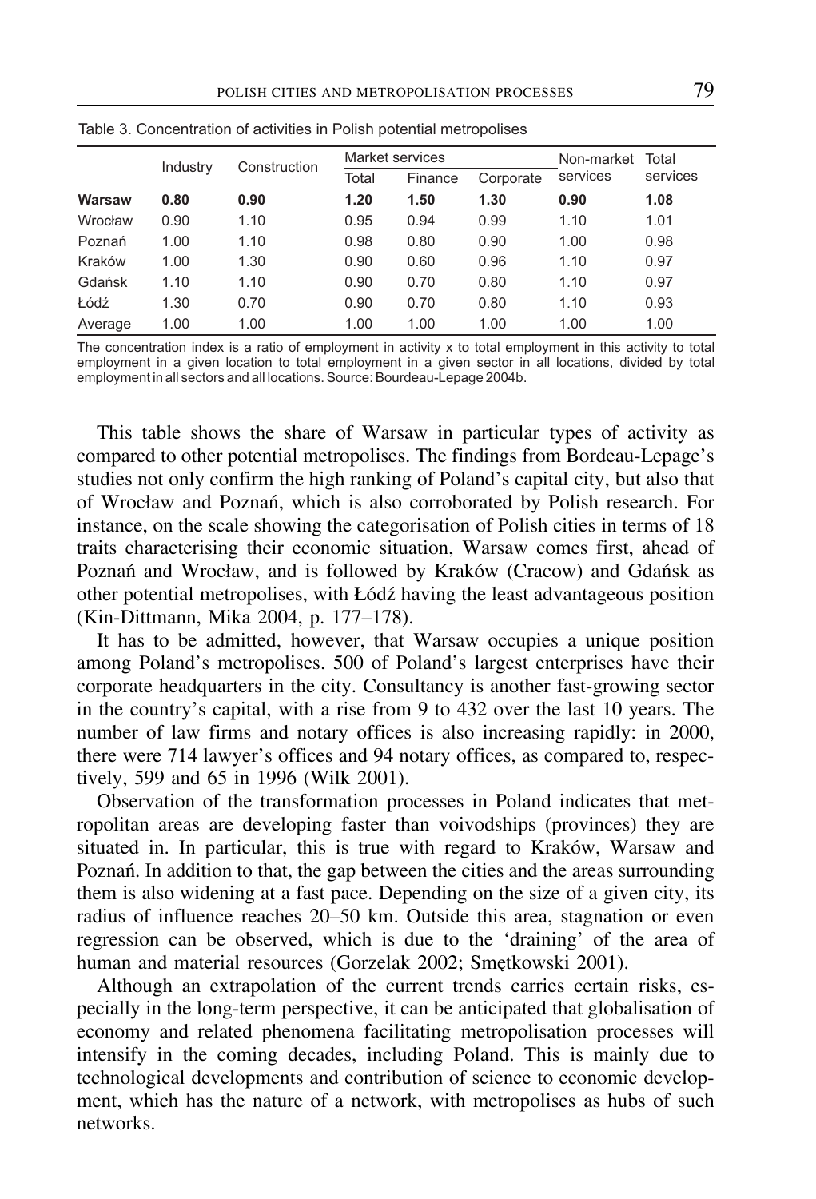Table 3. Concentration of activities in Polish potential metropolises

| | Industry | Construction | Market services | | | Non-market services | Total services |
|---|---|---|---|---|---|---|---|
| | | | Total | Finance | Corporate | | |
| **Warsaw** | **0.80** | **0.90** | **1.20** | **1.50** | **1.30** | **0.90** | **1.08** |
| Wrocław | 0.90 | 1.10 | 0.95 | 0.94 | 0.99 | 1.10 | 1.01 |
| Poznań | 1.00 | 1.10 | 0.98 | 0.80 | 0.90 | 1.00 | 0.98 |
| Kraków | 1.00 | 1.30 | 0.90 | 0.60 | 0.96 | 1.10 | 0.97 |
| Gdańsk | 1.10 | 1.10 | 0.90 | 0.70 | 0.80 | 1.10 | 0.97 |
| Łódź | 1.30 | 0.70 | 0.90 | 0.70 | 0.80 | 1.10 | 0.93 |
| Average | 1.00 | 1.00 | 1.00 | 1.00 | 1.00 | 1.00 | 1.00 |

The concentration index is a ratio of employment in activity x to total employment in this activity to total employment in a given location to total employment in a given sector in all locations, divided by total employment in all sectors and all locations. Source: Bourdeau-Lepage 2004b.

This table shows the share of Warsaw in particular types of activity as compared to other potential metropolises. The findings from Bordeau-Lepage's studies not only confirm the high ranking of Poland's capital city, but also that of Wrocław and Poznań, which is also corroborated by Polish research. For instance, on the scale showing the categorisation of Polish cities in terms of 18 traits characterising their economic situation, Warsaw comes first, ahead of Poznań and Wrocław, and is followed by Kraków (Cracow) and Gdańsk as other potential metropolises, with Łódź having the least advantageous position (Kin-Dittmann, Mika 2004, p. 177–178).

It has to be admitted, however, that Warsaw occupies a unique position among Poland's metropolises. 500 of Poland's largest enterprises have their corporate headquarters in the city. Consultancy is another fast-growing sector in the country's capital, with a rise from 9 to 432 over the last 10 years. The number of law firms and notary offices is also increasing rapidly: in 2000, there were 714 lawyer's offices and 94 notary offices, as compared to, respectively, 599 and 65 in 1996 (Wilk 2001).

Observation of the transformation processes in Poland indicates that metropolitan areas are developing faster than voivodships (provinces) they are situated in. In particular, this is true with regard to Kraków, Warsaw and Poznań. In addition to that, the gap between the cities and the areas surrounding them is also widening at a fast pace. Depending on the size of a given city, its radius of influence reaches 20–50 km. Outside this area, stagnation or even regression can be observed, which is due to the 'draining' of the area of human and material resources (Gorzelak 2002; Smętkowski 2001).

Although an extrapolation of the current trends carries certain risks, especially in the long-term perspective, it can be anticipated that globalisation of economy and related phenomena facilitating metropolisation processes will intensify in the coming decades, including Poland. This is mainly due to technological developments and contribution of science to economic development, which has the nature of a network, with metropolises as hubs of such networks.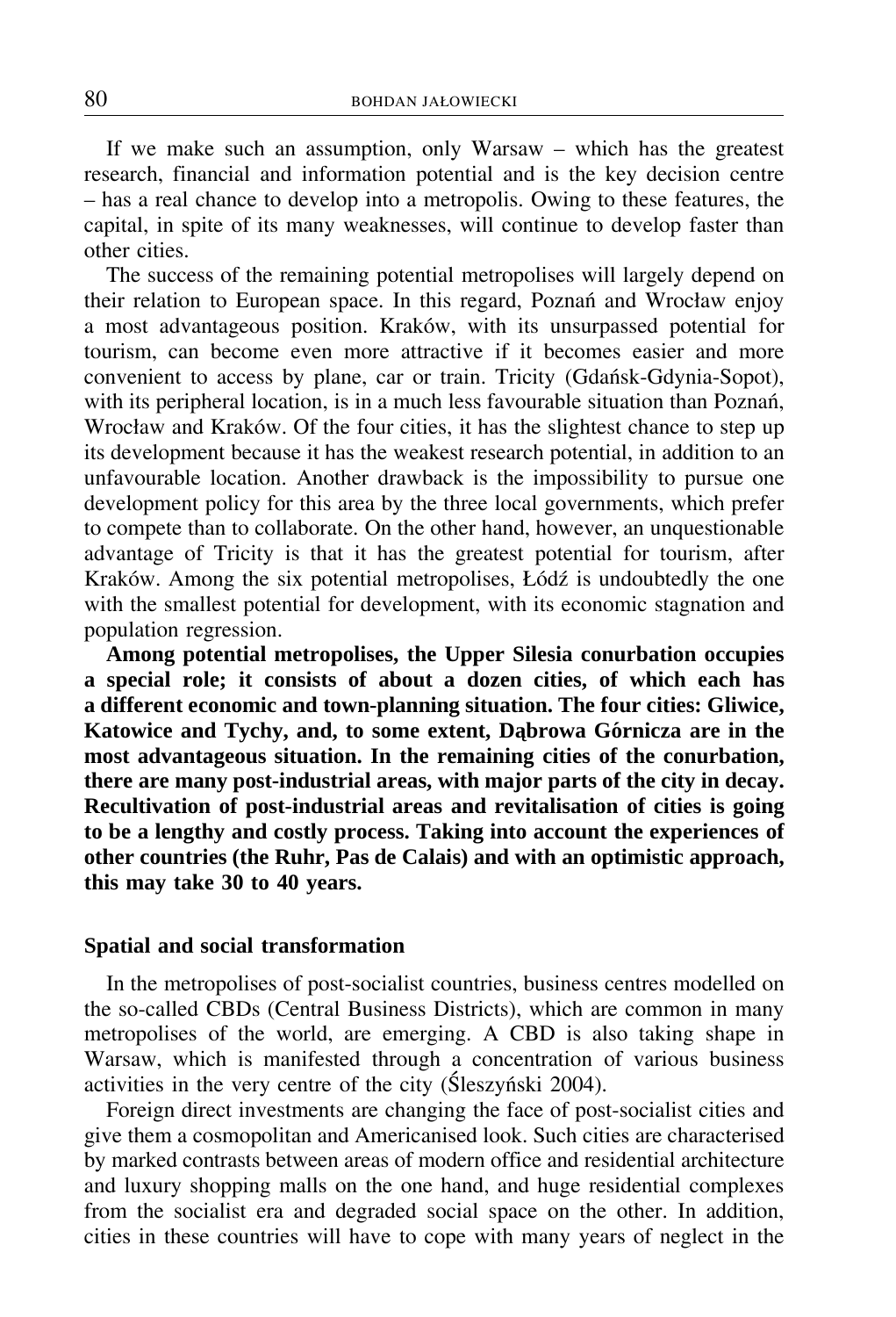If we make such an assumption, only Warsaw – which has the greatest research, financial and information potential and is the key decision centre – has a real chance to develop into a metropolis. Owing to these features, the capital, in spite of its many weaknesses, will continue to develop faster than other cities.

The success of the remaining potential metropolises will largely depend on their relation to European space. In this regard, Poznań and Wrocław enjoy a most advantageous position. Kraków, with its unsurpassed potential for tourism, can become even more attractive if it becomes easier and more convenient to access by plane, car or train. Tricity (Gdańsk-Gdynia-Sopot), with its peripheral location, is in a much less favourable situation than Poznań, Wrocław and Kraków. Of the four cities, it has the slightest chance to step up its development because it has the weakest research potential, in addition to an unfavourable location. Another drawback is the impossibility to pursue one development policy for this area by the three local governments, which prefer to compete than to collaborate. On the other hand, however, an unquestionable advantage of Tricity is that it has the greatest potential for tourism, after Kraków. Among the six potential metropolises, Łódź is undoubtedly the one with the smallest potential for development, with its economic stagnation and population regression.

**Among potential metropolises, the Upper Silesia conurbation occupies a special role; it consists of about a dozen cities, of which each has a different economic and town-planning situation. The four cities: Gliwice, Katowice and Tychy, and, to some extent, Dąbrowa Górnicza are in the most advantageous situation. In the remaining cities of the conurbation, there are many post-industrial areas, with major parts of the city in decay. Recultivation of post-industrial areas and revitalisation of cities is going to be a lengthy and costly process. Taking into account the experiences of other countries (the Ruhr, Pas de Calais) and with an optimistic approach, this may take 30 to 40 years.**

## Spatial and social transformation

In the metropolises of post-socialist countries, business centres modelled on the so-called CBDs (Central Business Districts), which are common in many metropolises of the world, are emerging. A CBD is also taking shape in Warsaw, which is manifested through a concentration of various business activities in the very centre of the city (Śleszyński 2004).

Foreign direct investments are changing the face of post-socialist cities and give them a cosmopolitan and Americanised look. Such cities are characterised by marked contrasts between areas of modern office and residential architecture and luxury shopping malls on the one hand, and huge residential complexes from the socialist era and degraded social space on the other. In addition, cities in these countries will have to cope with many years of neglect in the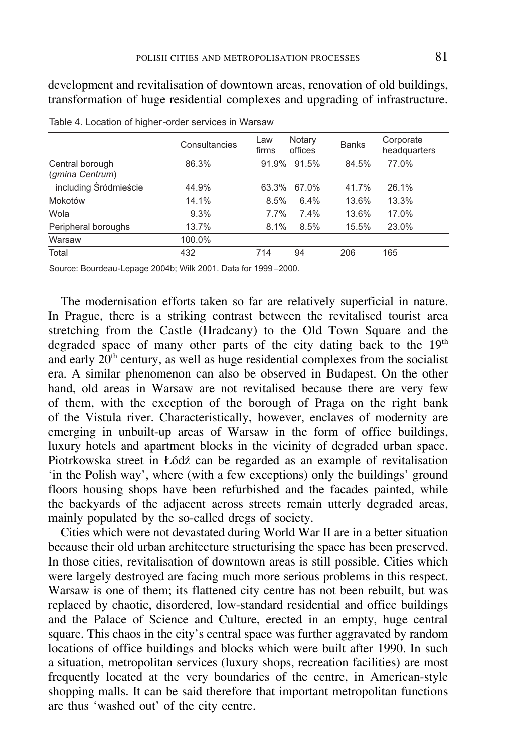development and revitalisation of downtown areas, renovation of old buildings, transformation of huge residential complexes and upgrading of infrastructure.

Table 4. Location of higher-order services in Warsaw

| | Consultancies | Law firms | Notary offices | Banks | Corporate headquarters |
|---|---|---|---|---|---|
| Central borough (*gmina Centrum*) | 86.3% | 91.9% | 91.5% | 84.5% | 77.0% |
| including Śródmieście | 44.9% | 63.3% | 67.0% | 41.7% | 26.1% |
| Mokotów | 14.1% | 8.5% | 6.4% | 13.6% | 13.3% |
| Wola | 9.3% | 7.7% | 7.4% | 13.6% | 17.0% |
| Peripheral boroughs | 13.7% | 8.1% | 8.5% | 15.5% | 23.0% |
| Warsaw | 100.0% | | | | |
| Total | 432 | 714 | 94 | 206 | 165 |

Source: Bourdeau-Lepage 2004b; Wilk 2001. Data for 1999–2000.

The modernisation efforts taken so far are relatively superficial in nature. In Prague, there is a striking contrast between the revitalised tourist area stretching from the Castle (Hradcany) to the Old Town Square and the degraded space of many other parts of the city dating back to the 19th and early 20th century, as well as huge residential complexes from the socialist era. A similar phenomenon can also be observed in Budapest. On the other hand, old areas in Warsaw are not revitalised because there are very few of them, with the exception of the borough of Praga on the right bank of the Vistula river. Characteristically, however, enclaves of modernity are emerging in unbuilt-up areas of Warsaw in the form of office buildings, luxury hotels and apartment blocks in the vicinity of degraded urban space. Piotrkowska street in Łódź can be regarded as an example of revitalisation 'in the Polish way', where (with a few exceptions) only the buildings' ground floors housing shops have been refurbished and the facades painted, while the backyards of the adjacent across streets remain utterly degraded areas, mainly populated by the so-called dregs of society.

Cities which were not devastated during World War II are in a better situation because their old urban architecture structurising the space has been preserved. In those cities, revitalisation of downtown areas is still possible. Cities which were largely destroyed are facing much more serious problems in this respect. Warsaw is one of them; its flattened city centre has not been rebuilt, but was replaced by chaotic, disordered, low-standard residential and office buildings and the Palace of Science and Culture, erected in an empty, huge central square. This chaos in the city's central space was further aggravated by random locations of office buildings and blocks which were built after 1990. In such a situation, metropolitan services (luxury shops, recreation facilities) are most frequently located at the very boundaries of the centre, in American-style shopping malls. It can be said therefore that important metropolitan functions are thus 'washed out' of the city centre.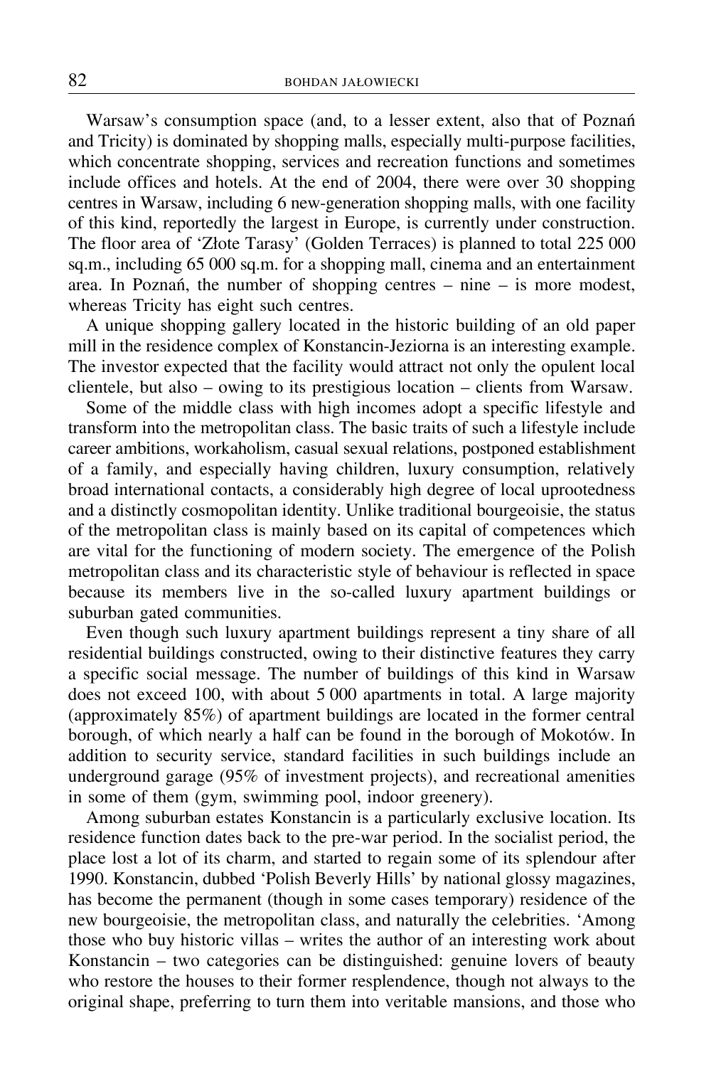Warsaw's consumption space (and, to a lesser extent, also that of Poznań and Tricity) is dominated by shopping malls, especially multi-purpose facilities, which concentrate shopping, services and recreation functions and sometimes include offices and hotels. At the end of 2004, there were over 30 shopping centres in Warsaw, including 6 new-generation shopping malls, with one facility of this kind, reportedly the largest in Europe, is currently under construction. The floor area of 'Złote Tarasy' (Golden Terraces) is planned to total 225 000 sq.m., including 65 000 sq.m. for a shopping mall, cinema and an entertainment area. In Poznań, the number of shopping centres – nine – is more modest, whereas Tricity has eight such centres.

A unique shopping gallery located in the historic building of an old paper mill in the residence complex of Konstancin-Jeziorna is an interesting example. The investor expected that the facility would attract not only the opulent local clientele, but also – owing to its prestigious location – clients from Warsaw.

Some of the middle class with high incomes adopt a specific lifestyle and transform into the metropolitan class. The basic traits of such a lifestyle include career ambitions, workaholism, casual sexual relations, postponed establishment of a family, and especially having children, luxury consumption, relatively broad international contacts, a considerably high degree of local uprootedness and a distinctly cosmopolitan identity. Unlike traditional bourgeoisie, the status of the metropolitan class is mainly based on its capital of competences which are vital for the functioning of modern society. The emergence of the Polish metropolitan class and its characteristic style of behaviour is reflected in space because its members live in the so-called luxury apartment buildings or suburban gated communities.

Even though such luxury apartment buildings represent a tiny share of all residential buildings constructed, owing to their distinctive features they carry a specific social message. The number of buildings of this kind in Warsaw does not exceed 100, with about 5 000 apartments in total. A large majority (approximately 85%) of apartment buildings are located in the former central borough, of which nearly a half can be found in the borough of Mokotów. In addition to security service, standard facilities in such buildings include an underground garage (95% of investment projects), and recreational amenities in some of them (gym, swimming pool, indoor greenery).

Among suburban estates Konstancin is a particularly exclusive location. Its residence function dates back to the pre-war period. In the socialist period, the place lost a lot of its charm, and started to regain some of its splendour after 1990. Konstancin, dubbed 'Polish Beverly Hills' by national glossy magazines, has become the permanent (though in some cases temporary) residence of the new bourgeoisie, the metropolitan class, and naturally the celebrities. 'Among those who buy historic villas – writes the author of an interesting work about Konstancin – two categories can be distinguished: genuine lovers of beauty who restore the houses to their former resplendence, though not always to the original shape, preferring to turn them into veritable mansions, and those who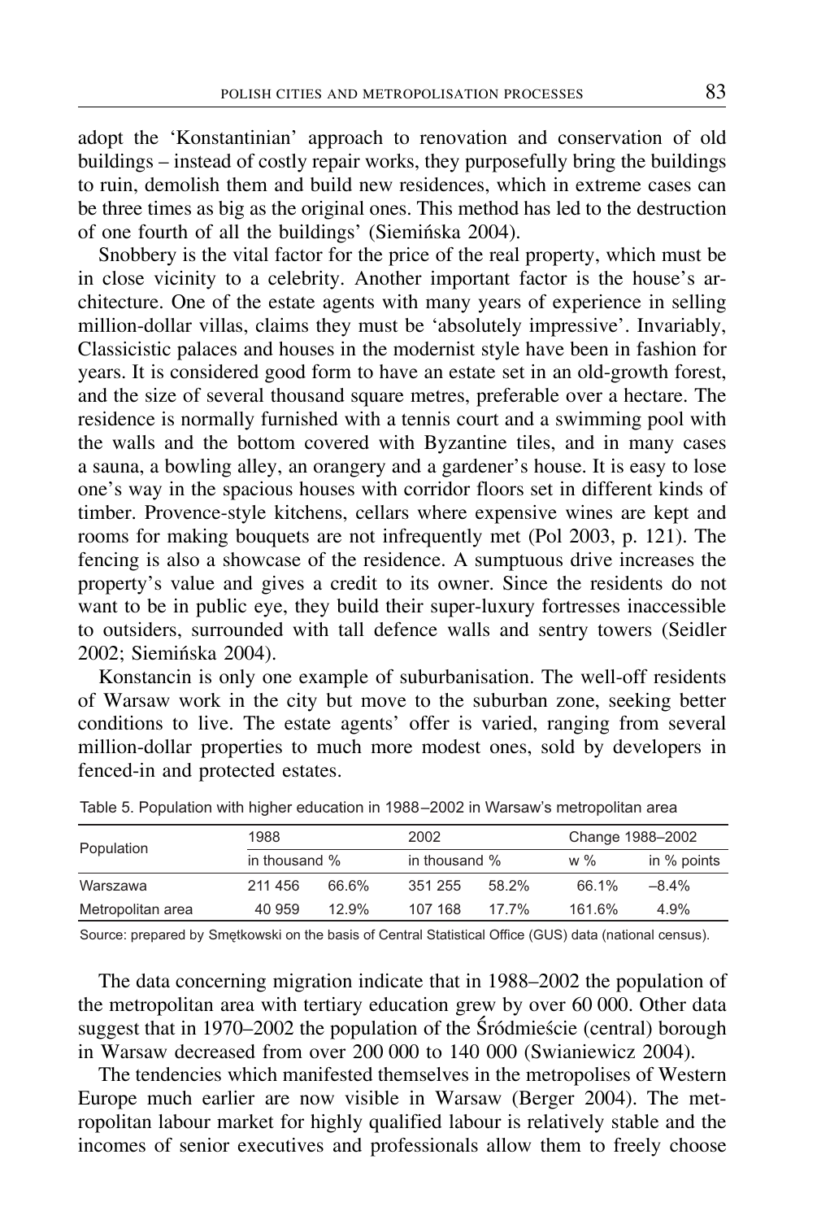adopt the 'Konstantinian' approach to renovation and conservation of old buildings – instead of costly repair works, they purposefully bring the buildings to ruin, demolish them and build new residences, which in extreme cases can be three times as big as the original ones. This method has led to the destruction of one fourth of all the buildings' (Siemińska 2004).

Snobbery is the vital factor for the price of the real property, which must be in close vicinity to a celebrity. Another important factor is the house's architecture. One of the estate agents with many years of experience in selling million-dollar villas, claims they must be 'absolutely impressive'. Invariably, Classicistic palaces and houses in the modernist style have been in fashion for years. It is considered good form to have an estate set in an old-growth forest, and the size of several thousand square metres, preferable over a hectare. The residence is normally furnished with a tennis court and a swimming pool with the walls and the bottom covered with Byzantine tiles, and in many cases a sauna, a bowling alley, an orangery and a gardener's house. It is easy to lose one's way in the spacious houses with corridor floors set in different kinds of timber. Provence-style kitchens, cellars where expensive wines are kept and rooms for making bouquets are not infrequently met (Pol 2003, p. 121). The fencing is also a showcase of the residence. A sumptuous drive increases the property's value and gives a credit to its owner. Since the residents do not want to be in public eye, they build their super-luxury fortresses inaccessible to outsiders, surrounded with tall defence walls and sentry towers (Seidler 2002; Siemińska 2004).

Konstancin is only one example of suburbanisation. The well-off residents of Warsaw work in the city but move to the suburban zone, seeking better conditions to live. The estate agents' offer is varied, ranging from several million-dollar properties to much more modest ones, sold by developers in fenced-in and protected estates.

Table 5. Population with higher education in 1988–2002 in Warsaw's metropolitan area

| Population | 1988 | | 2002 | | Change 1988–2002 | |
|---|---|---|---|---|---|---|
| | in thousand | % | in thousand | % | w % | in % points |
| Warszawa | 211 456 | 66.6% | 351 255 | 58.2% | 66.1% | –8.4% |
| Metropolitan area | 40 959 | 12.9% | 107 168 | 17.7% | 161.6% | 4.9% |

Source: prepared by Smętkowski on the basis of Central Statistical Office (GUS) data (national census).

The data concerning migration indicate that in 1988–2002 the population of the metropolitan area with tertiary education grew by over 60 000. Other data suggest that in 1970–2002 the population of the Śródmieście (central) borough in Warsaw decreased from over 200 000 to 140 000 (Swianiewicz 2004).

The tendencies which manifested themselves in the metropolises of Western Europe much earlier are now visible in Warsaw (Berger 2004). The metropolitan labour market for highly qualified labour is relatively stable and the incomes of senior executives and professionals allow them to freely choose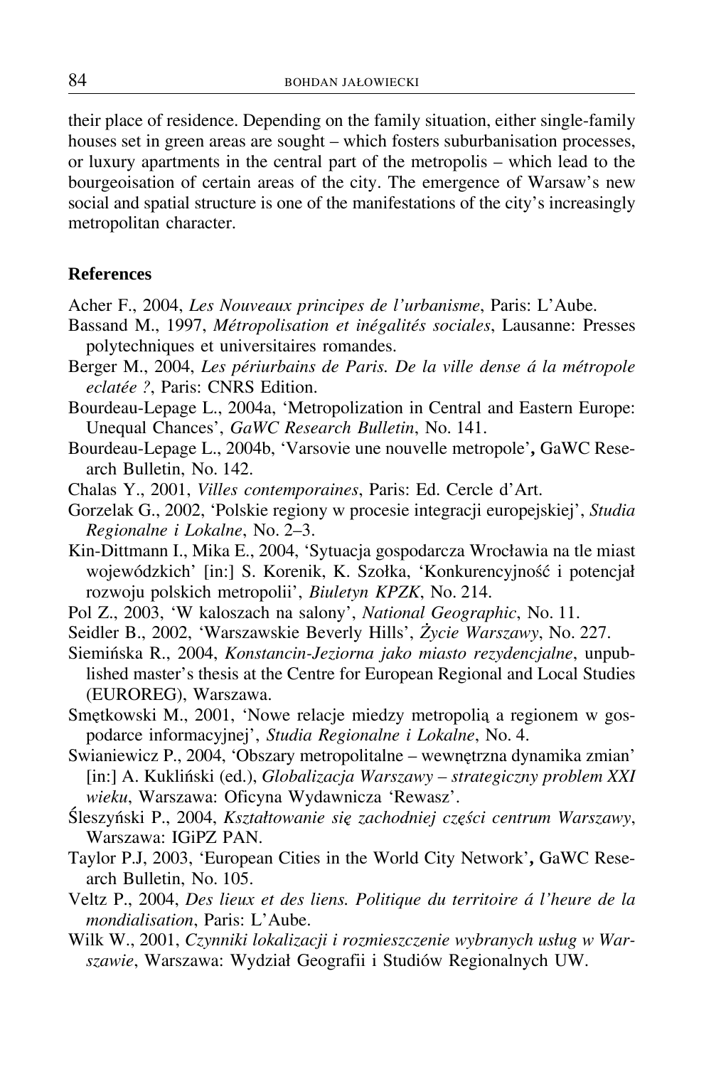their place of residence. Depending on the family situation, either single-family houses set in green areas are sought – which fosters suburbanisation processes, or luxury apartments in the central part of the metropolis – which lead to the bourgeoisation of certain areas of the city. The emergence of Warsaw's new social and spatial structure is one of the manifestations of the city's increasingly metropolitan character.

## References

Acher F., 2004, *Les Nouveaux principes de l'urbanisme*, Paris: L'Aube.

Bassand M., 1997, *Métropolisation et inégalités sociales*, Lausanne: Presses polytechniques et universitaires romandes.

Berger M., 2004, *Les périurbains de Paris. De la ville dense á la métropole eclatée ?*, Paris: CNRS Edition.

Bourdeau-Lepage L., 2004a, 'Metropolization in Central and Eastern Europe: Unequal Chances', *GaWC Research Bulletin*, No. 141.

Bourdeau-Lepage L., 2004b, 'Varsovie une nouvelle metropole'**,** GaWC Research Bulletin, No. 142.

Chalas Y., 2001, *Villes contemporaines*, Paris: Ed. Cercle d'Art.

Gorzelak G., 2002, 'Polskie regiony w procesie integracji europejskiej', *Studia Regionalne i Lokalne*, No. 2–3.

Kin-Dittmann I., Mika E., 2004, 'Sytuacja gospodarcza Wrocławia na tle miast wojewódzkich' [in:] S. Korenik, K. Szołka, 'Konkurencyjność i potencjał rozwoju polskich metropolii', *Biuletyn KPZK*, No. 214.

Pol Z., 2003, 'W kaloszach na salony', *National Geographic*, No. 11.

Seidler B., 2002, 'Warszawskie Beverly Hills', *Życie Warszawy*, No. 227.

Siemińska R., 2004, *Konstancin-Jeziorna jako miasto rezydencjalne*, unpublished master's thesis at the Centre for European Regional and Local Studies (EUROREG), Warszawa.

Smętkowski M., 2001, 'Nowe relacje miedzy metropolią a regionem w gospodarce informacyjnej', *Studia Regionalne i Lokalne*, No. 4.

Swianiewicz P., 2004, 'Obszary metropolitalne – wewnętrzna dynamika zmian' [in:] A. Kukliński (ed.), *Globalizacja Warszawy – strategiczny problem XXI wieku*, Warszawa: Oficyna Wydawnicza 'Rewasz'.

Śleszyński P., 2004, *Kształtowanie się zachodniej części centrum Warszawy*, Warszawa: IGiPZ PAN.

Taylor P.J, 2003, 'European Cities in the World City Network'**,** GaWC Research Bulletin, No. 105.

Veltz P., 2004, *Des lieux et des liens. Politique du territoire á l'heure de la mondialisation*, Paris: L'Aube.

Wilk W., 2001, *Czynniki lokalizacji i rozmieszczenie wybranych usług w Warszawie*, Warszawa: Wydział Geografii i Studiów Regionalnych UW.